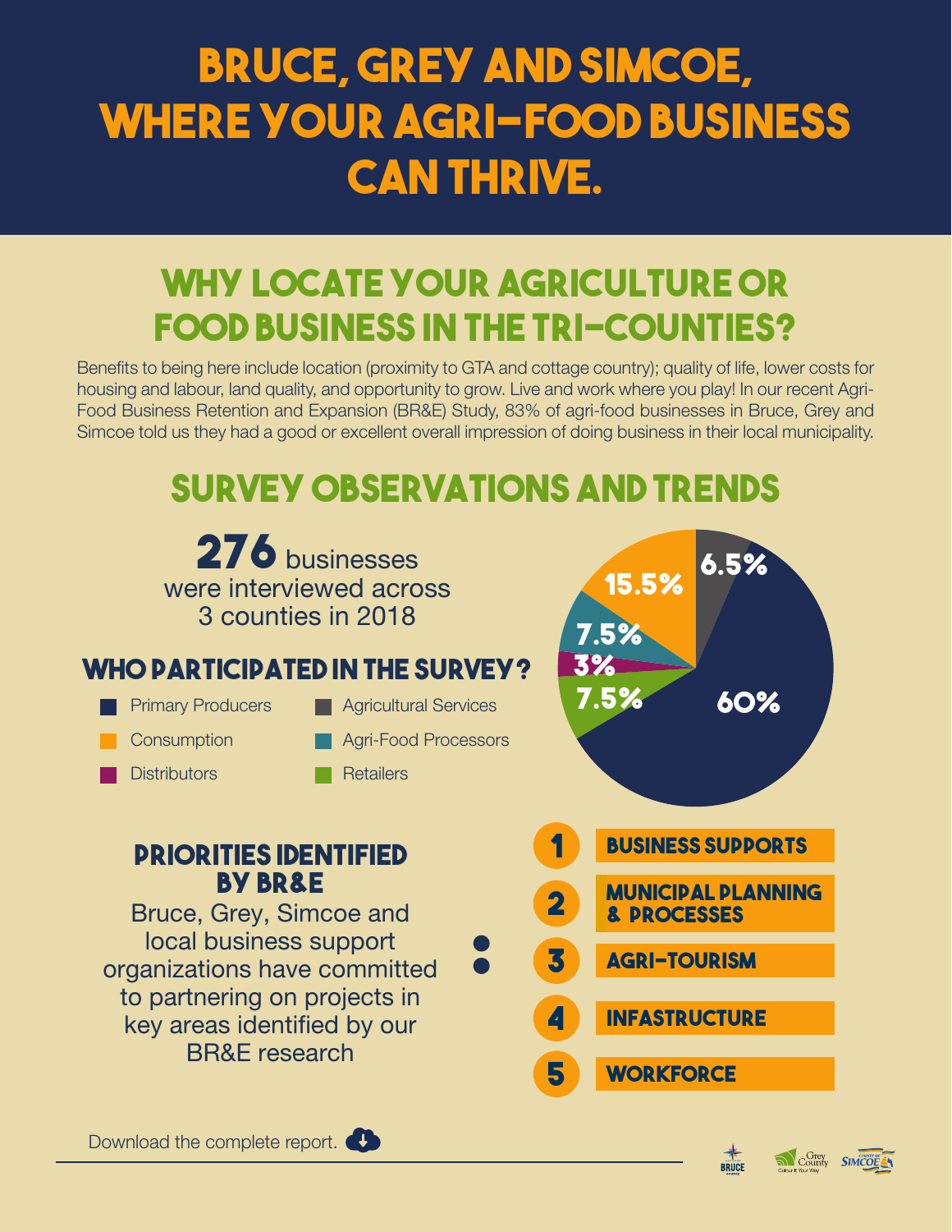# BRUCE, GREY AND SIMCOE, WHERE YOUR AGRI-FOOD BUSINESS CAN THRIVE.

## WHY LOCATE YOUR AGRICULTURE OR FOOD BUSINESS IN THE TRI-COUNTIES?

Benefits to being here include location (proximity to GTA and cottage country); quality of life, lower costs for housing and labour, land quality, and opportunity to grow. Live and work where you play! In our recent Agri-Food Business Retention and Expansion (BR&E) Study, 83% of agri-food businesses in Bruce, Grey and Simcoe told us they had a good or excellent overall impression of doing business in their local municipality.

## SURVEY OBSERVATIONS AND TRENDS

**276** businesses were interviewed across 3 counties in 2018

### WHO PARTICIPATED IN THE SURVEY?

- Primary Producers
- Consumption
- Distributors
- Agricultural Services
- Agri-Food Processors
- Retailers

60%, 15.5%, 6.5%, 7.5%, 3%, 7.5%

### PRIORITIES IDENTIFIED BY BR&E

Bruce, Grey, Simcoe and local business support organizations have committed to partnering on projects in key areas identified by our BR&E research:

1. BUSINESS SUPPORTS
2. MUNICIPAL PLANNING & PROCESSES
3. AGRI-TOURISM
4. INFASTRUCTURE
5. WORKFORCE

Download the complete report.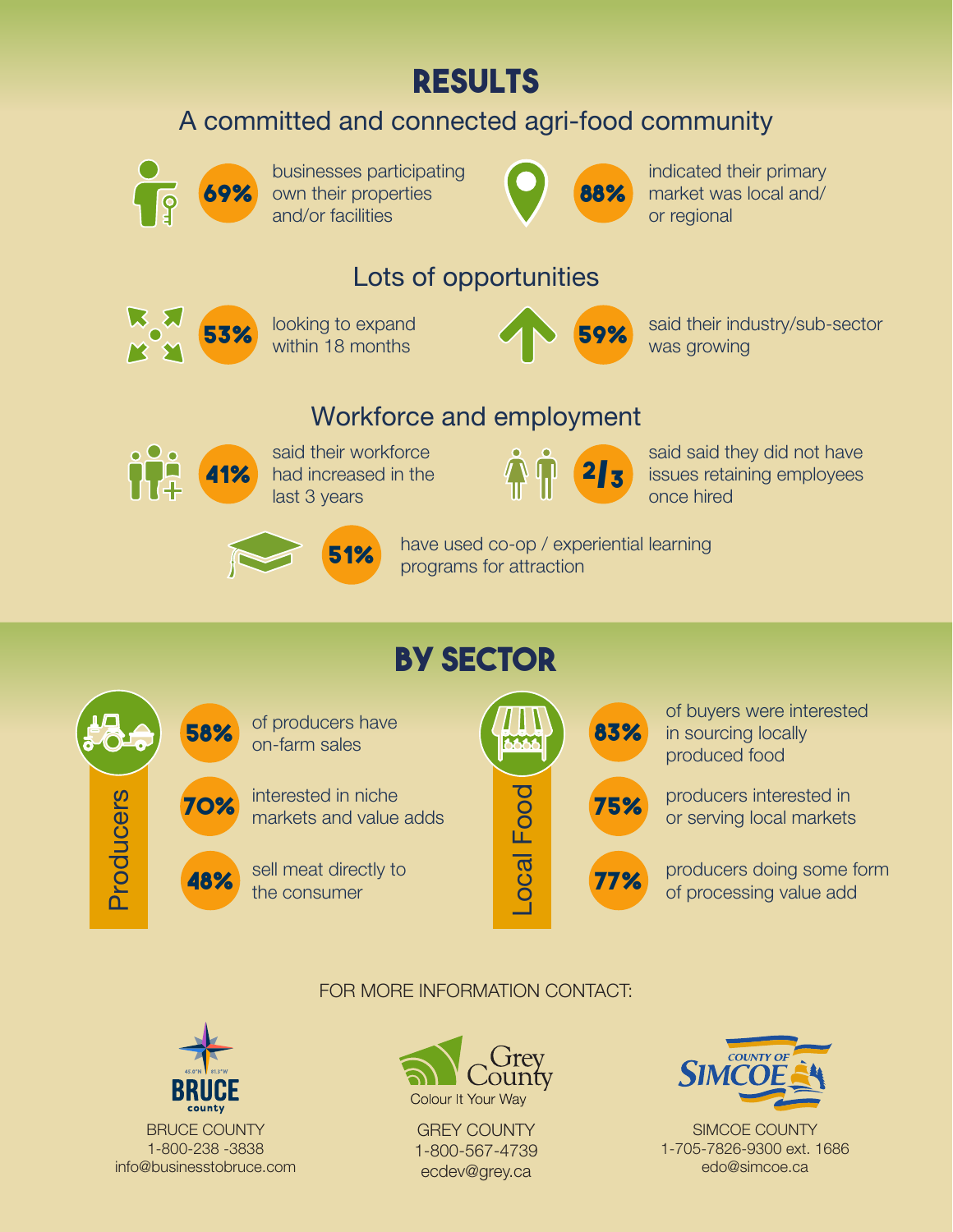# RESULTS

## A committed and connected agri-food community

**69%** businesses participating own their properties and/or facilities

**88%** indicated their primary market was local and/ or regional

## Lots of opportunities

**53%** looking to expand within 18 months

**59%** said their industry/sub-sector was growing

## Workforce and employment

**41%** said their workforce had increased in the last 3 years

**2/3** said said they did not have issues retaining employees once hired

**51%** have used co-op / experiential learning programs for attraction

# BY SECTOR

### Producers

**58%** of producers have on-farm sales

**70%** interested in niche markets and value adds

**48%** sell meat directly to the consumer

### Local Food

**83%** of buyers were interested in sourcing locally produced food

**75%** producers interested in or serving local markets

**77%** producers doing some form of processing value add

FOR MORE INFORMATION CONTACT:

BRUCE county

BRUCE COUNTY
1-800-238 -3838
info@businesstobruce.com

Grey County
Colour It Your Way

GREY COUNTY
1-800-567-4739
ecdev@grey.ca

COUNTY OF SIMCOE

SIMCOE COUNTY
1-705-7826-9300 ext. 1686
edo@simcoe.ca